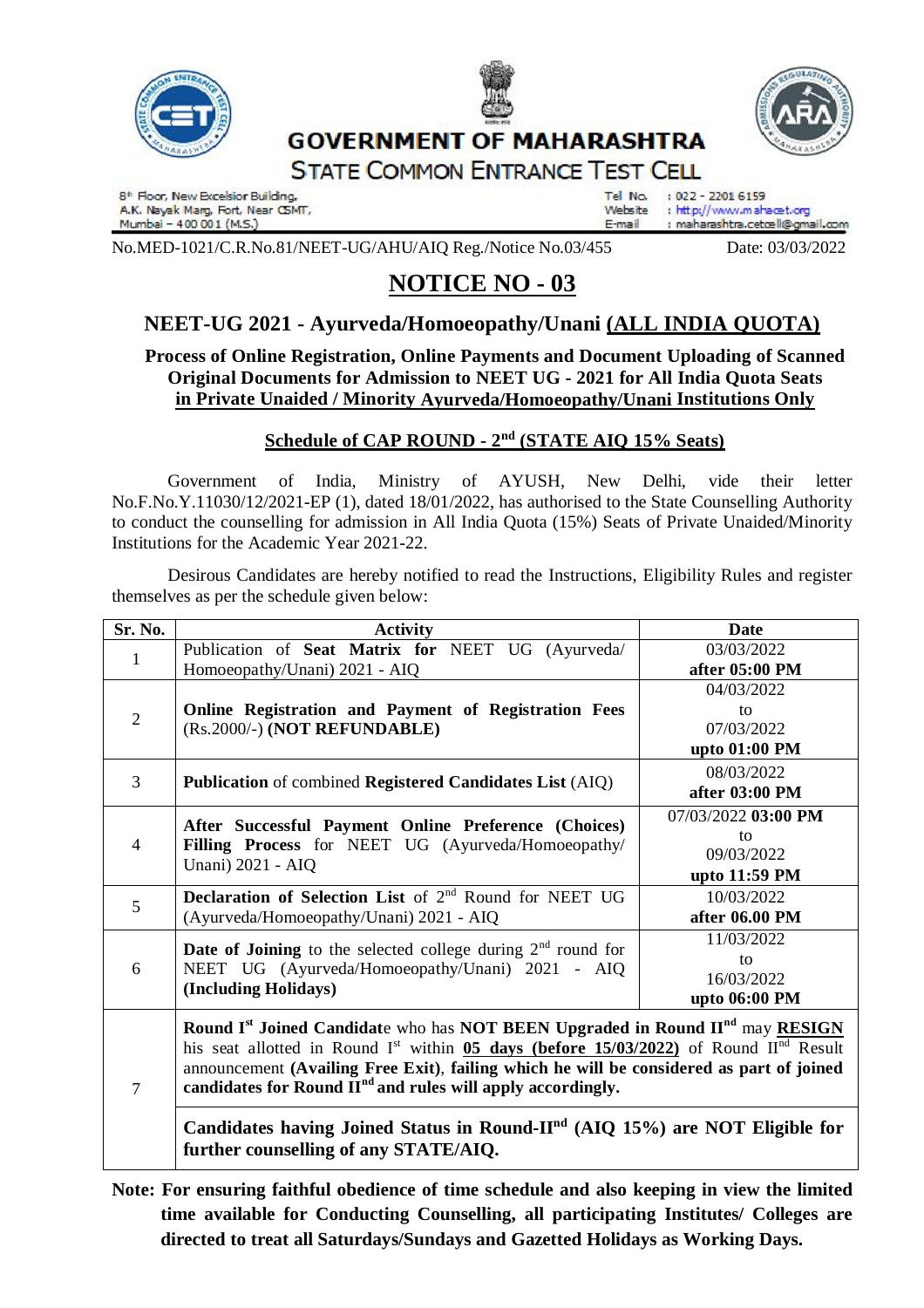# GOVERNMENT OF MAHARASHTRA
## STATE COMMON ENTRANCE TEST CELL

8th Floor, New Excelsior Building,
A.K. Nayak Marg, Fort, Near CSMT,
Mumbai – 400 001 (M.S.)

Tel No. : 022 - 2201 6159
Website : http://www.mahacet.org
E-mail : maharashtra.cetcell@gmail.com

No.MED-1021/C.R.No.81/NEET-UG/AHU/AIQ Reg./Notice No.03/455 Date: 03/03/2022

# NOTICE NO - 03

## NEET-UG 2021 - Ayurveda/Homoeopathy/Unani (ALL INDIA QUOTA)

**Process of Online Registration, Online Payments and Document Uploading of Scanned Original Documents for Admission to NEET UG - 2021 for All India Quota Seats in Private Unaided / Minority Ayurveda/Homoeopathy/Unani Institutions Only**

### Schedule of CAP ROUND - 2nd (STATE AIQ 15% Seats)

Government of India, Ministry of AYUSH, New Delhi, vide their letter No.F.No.Y.11030/12/2021-EP (1), dated 18/01/2022, has authorised to the State Counselling Authority to conduct the counselling for admission in All India Quota (15%) Seats of Private Unaided/Minority Institutions for the Academic Year 2021-22.

Desirous Candidates are hereby notified to read the Instructions, Eligibility Rules and register themselves as per the schedule given below:

| Sr. No. | Activity | Date |
|---|---|---|
| 1 | Publication of **Seat Matrix for** NEET UG (Ayurveda/ Homoeopathy/Unani) 2021 - AIQ | 03/03/2022 **after 05:00 PM** |
| 2 | **Online Registration and Payment of Registration Fees** (Rs.2000/-) **(NOT REFUNDABLE)** | 04/03/2022 to 07/03/2022 **upto 01:00 PM** |
| 3 | **Publication** of combined **Registered Candidates List** (AIQ) | 08/03/2022 **after 03:00 PM** |
| 4 | **After Successful Payment Online Preference (Choices) Filling Process** for NEET UG (Ayurveda/Homoeopathy/ Unani) 2021 - AIQ | 07/03/2022 **03:00 PM** to 09/03/2022 **upto 11:59 PM** |
| 5 | **Declaration of Selection List** of 2nd Round for NEET UG (Ayurveda/Homoeopathy/Unani) 2021 - AIQ | 10/03/2022 **after 06.00 PM** |
| 6 | **Date of Joining** to the selected college during 2nd round for NEET UG (Ayurveda/Homoeopathy/Unani) 2021 - AIQ **(Including Holidays)** | 11/03/2022 to 16/03/2022 **upto 06:00 PM** |
| 7 | **Round Ist Joined Candidat**e who has **NOT BEEN Upgraded in Round IInd** may **RESIGN** his seat allotted in Round Ist within **05 days (before 15/03/2022)** of Round IInd Result announcement **(Availing Free Exit)**, **failing which he will be considered as part of joined candidates for Round IInd and rules will apply accordingly.** | |
| | **Candidates having Joined Status in Round-IInd (AIQ 15%) are NOT Eligible for further counselling of any STATE/AIQ.** | |

**Note: For ensuring faithful obedience of time schedule and also keeping in view the limited time available for Conducting Counselling, all participating Institutes/ Colleges are directed to treat all Saturdays/Sundays and Gazetted Holidays as Working Days.**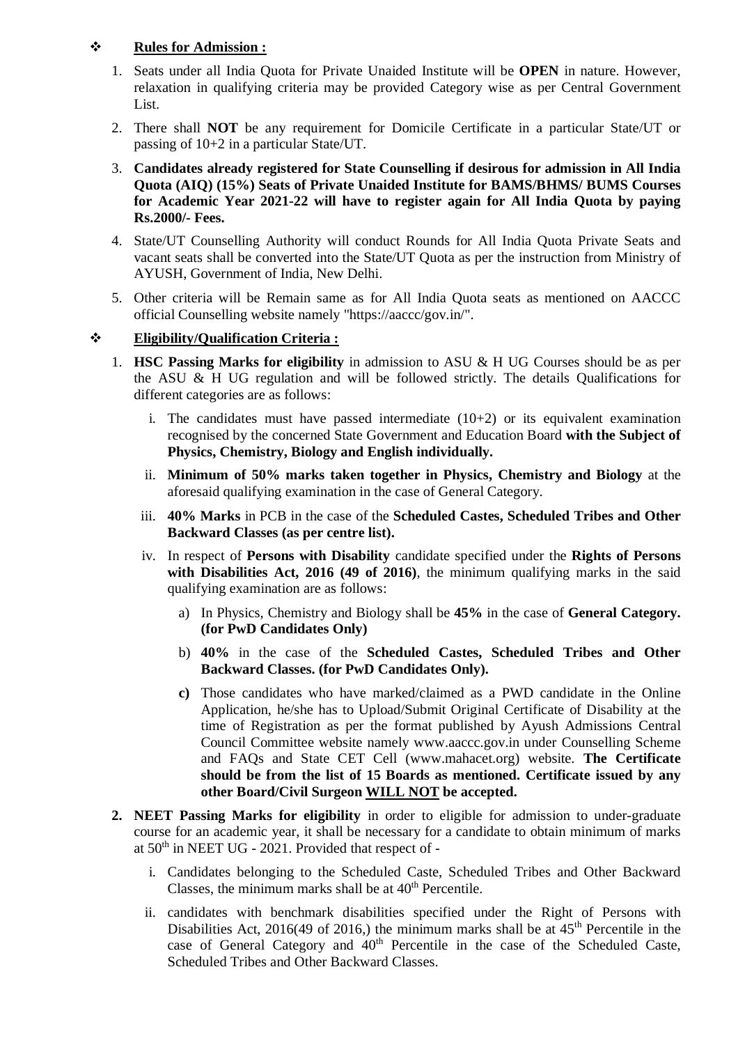## ❖ **Rules for Admission :**

1. Seats under all India Quota for Private Unaided Institute will be **OPEN** in nature. However, relaxation in qualifying criteria may be provided Category wise as per Central Government List.
2. There shall **NOT** be any requirement for Domicile Certificate in a particular State/UT or passing of 10+2 in a particular State/UT.
3. **Candidates already registered for State Counselling if desirous for admission in All India Quota (AIQ) (15%) Seats of Private Unaided Institute for BAMS/BHMS/ BUMS Courses for Academic Year 2021-22 will have to register again for All India Quota by paying Rs.2000/- Fees.**
4. State/UT Counselling Authority will conduct Rounds for All India Quota Private Seats and vacant seats shall be converted into the State/UT Quota as per the instruction from Ministry of AYUSH, Government of India, New Delhi.
5. Other criteria will be Remain same as for All India Quota seats as mentioned on AACCC official Counselling website namely "https://aaccc/gov.in/".

## ❖ **Eligibility/Qualification Criteria :**

1. **HSC Passing Marks for eligibility** in admission to ASU & H UG Courses should be as per the ASU & H UG regulation and will be followed strictly. The details Qualifications for different categories are as follows:
   i. The candidates must have passed intermediate (10+2) or its equivalent examination recognised by the concerned State Government and Education Board **with the Subject of Physics, Chemistry, Biology and English individually.**
   ii. **Minimum of 50% marks taken together in Physics, Chemistry and Biology** at the aforesaid qualifying examination in the case of General Category.
   iii. **40% Marks** in PCB in the case of the **Scheduled Castes, Scheduled Tribes and Other Backward Classes (as per centre list).**
   iv. In respect of **Persons with Disability** candidate specified under the **Rights of Persons with Disabilities Act, 2016 (49 of 2016)**, the minimum qualifying marks in the said qualifying examination are as follows:
      a) In Physics, Chemistry and Biology shall be **45%** in the case of **General Category. (for PwD Candidates Only)**
      b) **40%** in the case of the **Scheduled Castes, Scheduled Tribes and Other Backward Classes. (for PwD Candidates Only).**
      **c)** Those candidates who have marked/claimed as a PWD candidate in the Online Application, he/she has to Upload/Submit Original Certificate of Disability at the time of Registration as per the format published by Ayush Admissions Central Council Committee website namely www.aaccc.gov.in under Counselling Scheme and FAQs and State CET Cell (www.mahacet.org) website. **The Certificate should be from the list of 15 Boards as mentioned. Certificate issued by any other Board/Civil Surgeon <u>WILL NOT</u> be accepted.**
2. **NEET Passing Marks for eligibility** in order to eligible for admission to under-graduate course for an academic year, it shall be necessary for a candidate to obtain minimum of marks at 50th in NEET UG - 2021. Provided that respect of -
   i. Candidates belonging to the Scheduled Caste, Scheduled Tribes and Other Backward Classes, the minimum marks shall be at 40th Percentile.
   ii. candidates with benchmark disabilities specified under the Right of Persons with Disabilities Act, 2016(49 of 2016,) the minimum marks shall be at 45th Percentile in the case of General Category and 40th Percentile in the case of the Scheduled Caste, Scheduled Tribes and Other Backward Classes.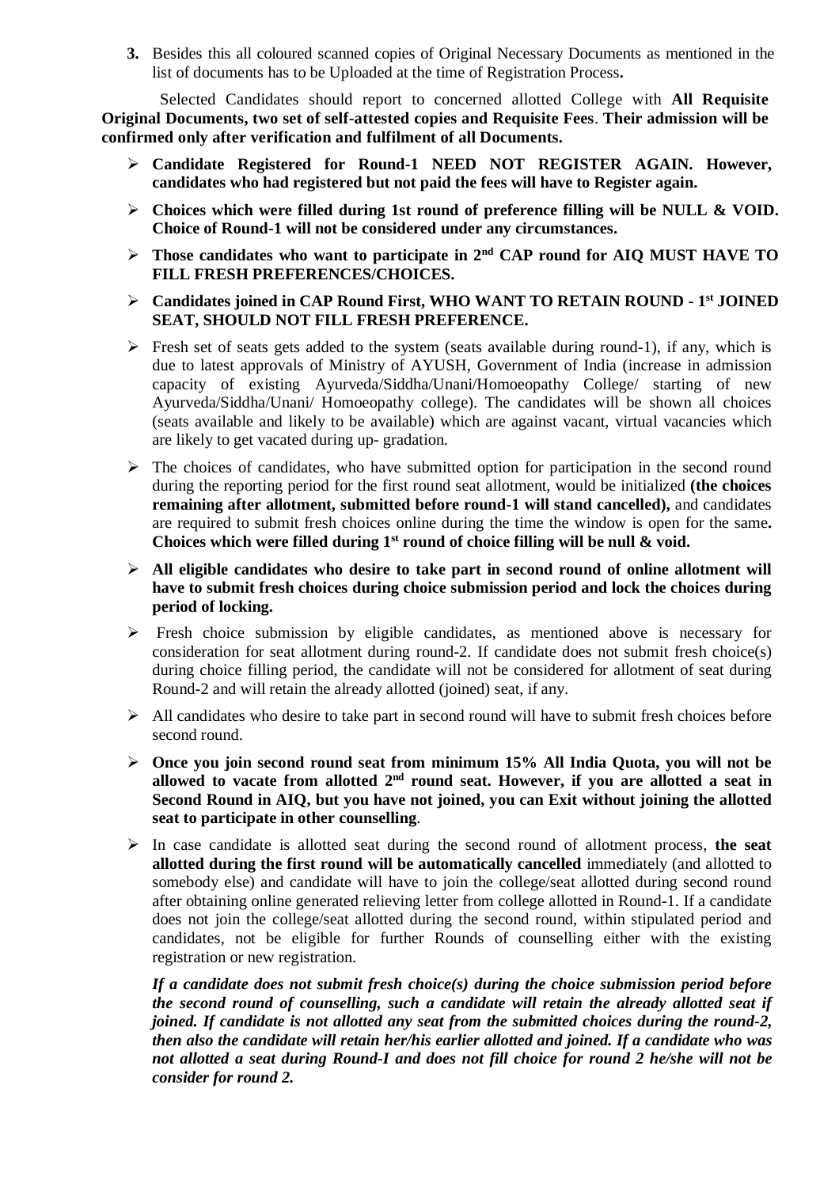3. Besides this all coloured scanned copies of Original Necessary Documents as mentioned in the list of documents has to be Uploaded at the time of Registration Process**.**

Selected Candidates should report to concerned allotted College with **All Requisite Original Documents, two set of self-attested copies and Requisite Fees**. **Their admission will be confirmed only after verification and fulfilment of all Documents.**

- **Candidate Registered for Round-1 NEED NOT REGISTER AGAIN. However, candidates who had registered but not paid the fees will have to Register again.**
- **Choices which were filled during 1st round of preference filling will be NULL & VOID. Choice of Round-1 will not be considered under any circumstances.**
- **Those candidates who want to participate in 2nd CAP round for AIQ MUST HAVE TO FILL FRESH PREFERENCES/CHOICES.**
- **Candidates joined in CAP Round First, WHO WANT TO RETAIN ROUND - 1st JOINED SEAT, SHOULD NOT FILL FRESH PREFERENCE.**
- Fresh set of seats gets added to the system (seats available during round-1), if any, which is due to latest approvals of Ministry of AYUSH, Government of India (increase in admission capacity of existing Ayurveda/Siddha/Unani/Homoeopathy College/ starting of new Ayurveda/Siddha/Unani/ Homoeopathy college). The candidates will be shown all choices (seats available and likely to be available) which are against vacant, virtual vacancies which are likely to get vacated during up- gradation.
- The choices of candidates, who have submitted option for participation in the second round during the reporting period for the first round seat allotment, would be initialized **(the choices remaining after allotment, submitted before round-1 will stand cancelled),** and candidates are required to submit fresh choices online during the time the window is open for the same**. Choices which were filled during 1st round of choice filling will be null & void.**
- **All eligible candidates who desire to take part in second round of online allotment will have to submit fresh choices during choice submission period and lock the choices during period of locking.**
- Fresh choice submission by eligible candidates, as mentioned above is necessary for consideration for seat allotment during round-2. If candidate does not submit fresh choice(s) during choice filling period, the candidate will not be considered for allotment of seat during Round-2 and will retain the already allotted (joined) seat, if any.
- All candidates who desire to take part in second round will have to submit fresh choices before second round.
- **Once you join second round seat from minimum 15% All India Quota, you will not be allowed to vacate from allotted 2nd round seat. However, if you are allotted a seat in Second Round in AIQ, but you have not joined, you can Exit without joining the allotted seat to participate in other counselling**.
- In case candidate is allotted seat during the second round of allotment process, **the seat allotted during the first round will be automatically cancelled** immediately (and allotted to somebody else) and candidate will have to join the college/seat allotted during second round after obtaining online generated relieving letter from college allotted in Round-1. If a candidate does not join the college/seat allotted during the second round, within stipulated period and candidates, not be eligible for further Rounds of counselling either with the existing registration or new registration.

***If a candidate does not submit fresh choice(s) during the choice submission period before the second round of counselling, such a candidate will retain the already allotted seat if joined. If candidate is not allotted any seat from the submitted choices during the round-2, then also the candidate will retain her/his earlier allotted and joined. If a candidate who was not allotted a seat during Round-I and does not fill choice for round 2 he/she will not be consider for round 2.***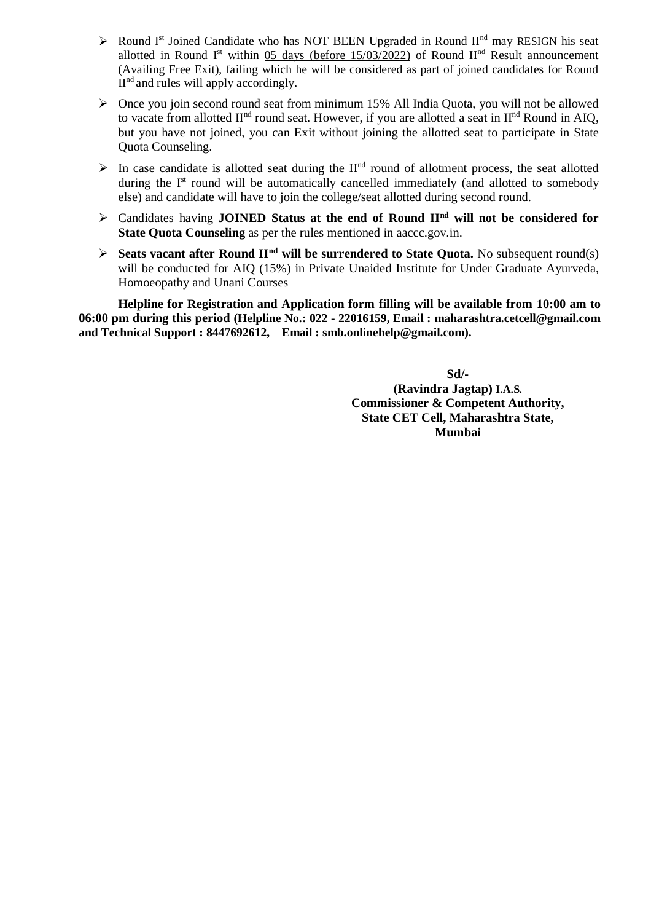- Round I[st] Joined Candidate who has NOT BEEN Upgraded in Round II[nd] may RESIGN his seat allotted in Round I[st] within 05 days (before 15/03/2022) of Round II[nd] Result announcement (Availing Free Exit), failing which he will be considered as part of joined candidates for Round II[nd] and rules will apply accordingly.
- Once you join second round seat from minimum 15% All India Quota, you will not be allowed to vacate from allotted II[nd] round seat. However, if you are allotted a seat in II[nd] Round in AIQ, but you have not joined, you can Exit without joining the allotted seat to participate in State Quota Counseling.
- In case candidate is allotted seat during the II[nd] round of allotment process, the seat allotted during the I[st] round will be automatically cancelled immediately (and allotted to somebody else) and candidate will have to join the college/seat allotted during second round.
- Candidates having **JOINED Status at the end of Round II[nd] will not be considered for State Quota Counseling** as per the rules mentioned in aaccc.gov.in.
- **Seats vacant after Round II[nd] will be surrendered to State Quota.** No subsequent round(s) will be conducted for AIQ (15%) in Private Unaided Institute for Under Graduate Ayurveda, Homoeopathy and Unani Courses

**Helpline for Registration and Application form filling will be available from 10:00 am to 06:00 pm during this period (Helpline No.: 022 - 22016159, Email : maharashtra.cetcell@gmail.com and Technical Support : 8447692612, Email : smb.onlinehelp@gmail.com).**

**Sd/-**
**(Ravindra Jagtap) I.A.S.**
**Commissioner & Competent Authority,**
**State CET Cell, Maharashtra State,**
**Mumbai**